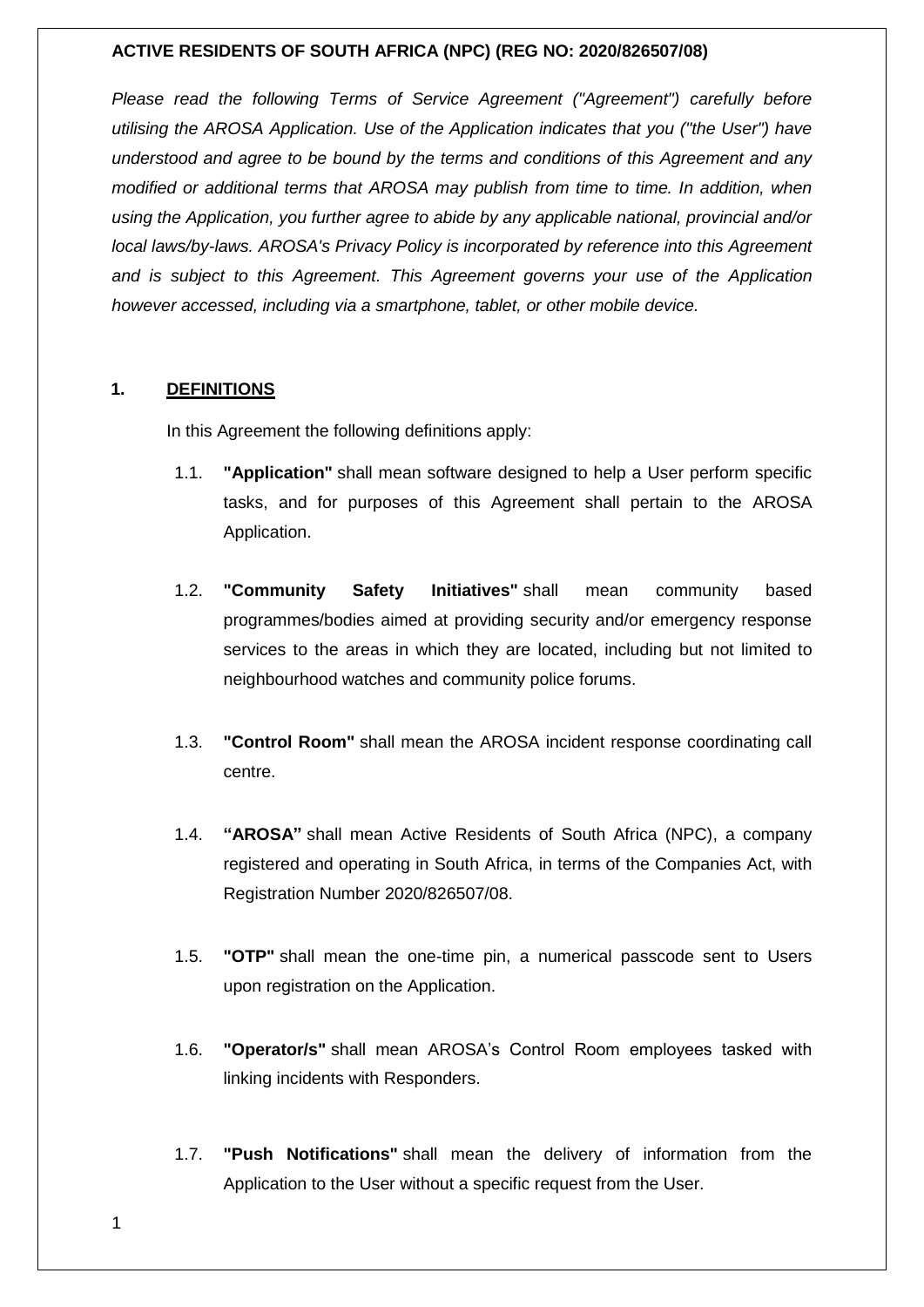**ACTIVE RESIDENTS OF SOUTH AFRICA (NPC) (REG NO: 2020/826507/08)**

*Please read the following Terms of Service Agreement ("Agreement") carefully before utilising the AROSA Application. Use of the Application indicates that you ("the User") have understood and agree to be bound by the terms and conditions of this Agreement and any modified or additional terms that AROSA may publish from time to time. In addition, when using the Application, you further agree to abide by any applicable national, provincial and/or local laws/by-laws. AROSA's Privacy Policy is incorporated by reference into this Agreement and is subject to this Agreement. This Agreement governs your use of the Application however accessed, including via a smartphone, tablet, or other mobile device.*

## 1. DEFINITIONS

In this Agreement the following definitions apply:

1.1. **"Application"** shall mean software designed to help a User perform specific tasks, and for purposes of this Agreement shall pertain to the AROSA Application.

1.2. **"Community Safety Initiatives"** shall mean community based programmes/bodies aimed at providing security and/or emergency response services to the areas in which they are located, including but not limited to neighbourhood watches and community police forums.

1.3. **"Control Room"** shall mean the AROSA incident response coordinating call centre.

1.4. **"AROSA"** shall mean Active Residents of South Africa (NPC), a company registered and operating in South Africa, in terms of the Companies Act, with Registration Number 2020/826507/08.

1.5. **"OTP"** shall mean the one-time pin, a numerical passcode sent to Users upon registration on the Application.

1.6. **"Operator/s"** shall mean AROSA's Control Room employees tasked with linking incidents with Responders.

1.7. **"Push Notifications"** shall mean the delivery of information from the Application to the User without a specific request from the User.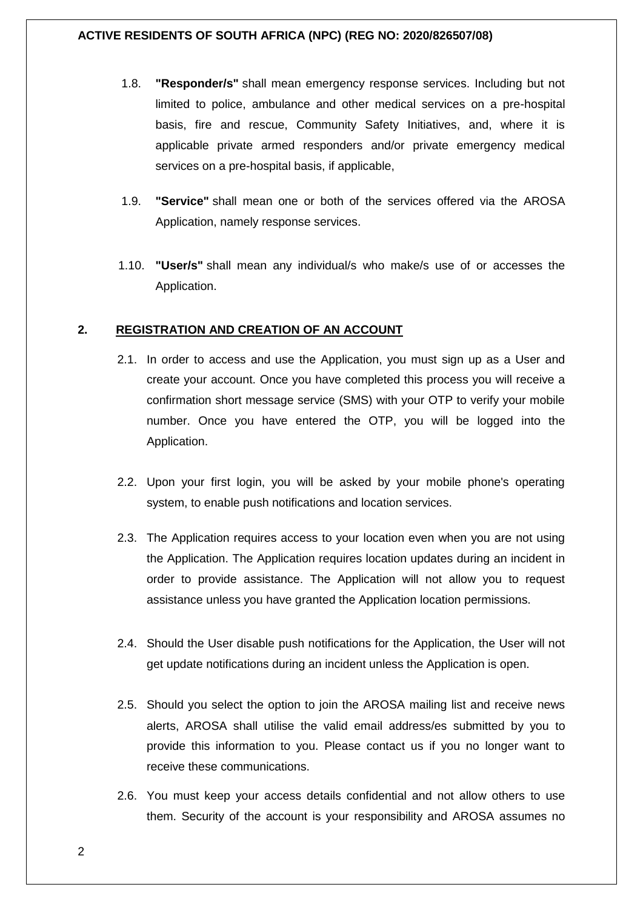1.8. **"Responder/s"** shall mean emergency response services. Including but not limited to police, ambulance and other medical services on a pre-hospital basis, fire and rescue, Community Safety Initiatives, and, where it is applicable private armed responders and/or private emergency medical services on a pre-hospital basis, if applicable,

1.9. **"Service"** shall mean one or both of the services offered via the AROSA Application, namely response services.

1.10. **"User/s"** shall mean any individual/s who make/s use of or accesses the Application.

## 2. REGISTRATION AND CREATION OF AN ACCOUNT

2.1. In order to access and use the Application, you must sign up as a User and create your account. Once you have completed this process you will receive a confirmation short message service (SMS) with your OTP to verify your mobile number. Once you have entered the OTP, you will be logged into the Application.

2.2. Upon your first login, you will be asked by your mobile phone's operating system, to enable push notifications and location services.

2.3. The Application requires access to your location even when you are not using the Application. The Application requires location updates during an incident in order to provide assistance. The Application will not allow you to request assistance unless you have granted the Application location permissions.

2.4. Should the User disable push notifications for the Application, the User will not get update notifications during an incident unless the Application is open.

2.5. Should you select the option to join the AROSA mailing list and receive news alerts, AROSA shall utilise the valid email address/es submitted by you to provide this information to you. Please contact us if you no longer want to receive these communications.

2.6. You must keep your access details confidential and not allow others to use them. Security of the account is your responsibility and AROSA assumes no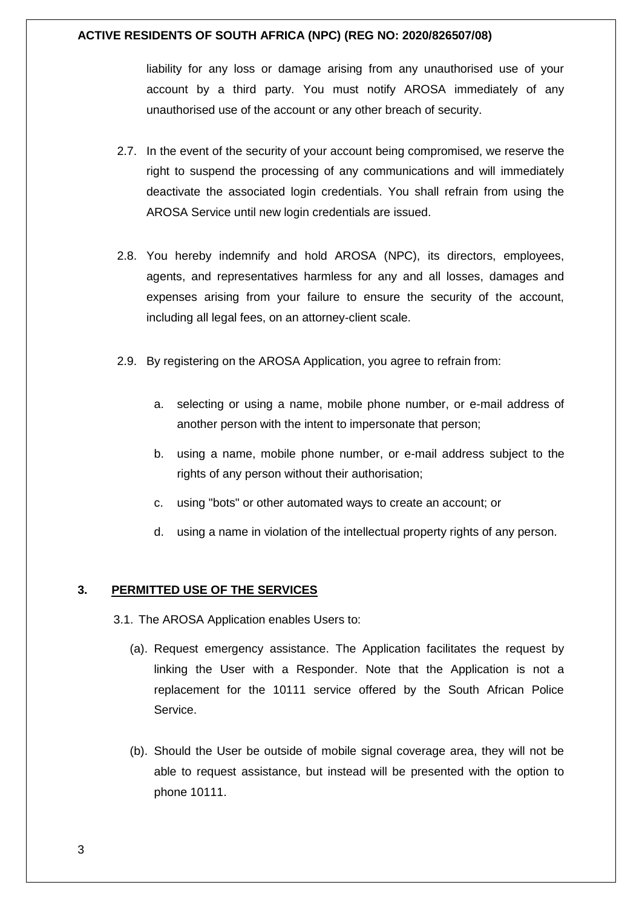liability for any loss or damage arising from any unauthorised use of your account by a third party. You must notify AROSA immediately of any unauthorised use of the account or any other breach of security.

2.7. In the event of the security of your account being compromised, we reserve the right to suspend the processing of any communications and will immediately deactivate the associated login credentials. You shall refrain from using the AROSA Service until new login credentials are issued.

2.8. You hereby indemnify and hold AROSA (NPC), its directors, employees, agents, and representatives harmless for any and all losses, damages and expenses arising from your failure to ensure the security of the account, including all legal fees, on an attorney-client scale.

2.9. By registering on the AROSA Application, you agree to refrain from:

   a. selecting or using a name, mobile phone number, or e-mail address of another person with the intent to impersonate that person;

   b. using a name, mobile phone number, or e-mail address subject to the rights of any person without their authorisation;

   c. using "bots" or other automated ways to create an account; or

   d. using a name in violation of the intellectual property rights of any person.

## 3. PERMITTED USE OF THE SERVICES

3.1. The AROSA Application enables Users to:

   (a). Request emergency assistance. The Application facilitates the request by linking the User with a Responder. Note that the Application is not a replacement for the 10111 service offered by the South African Police Service.

   (b). Should the User be outside of mobile signal coverage area, they will not be able to request assistance, but instead will be presented with the option to phone 10111.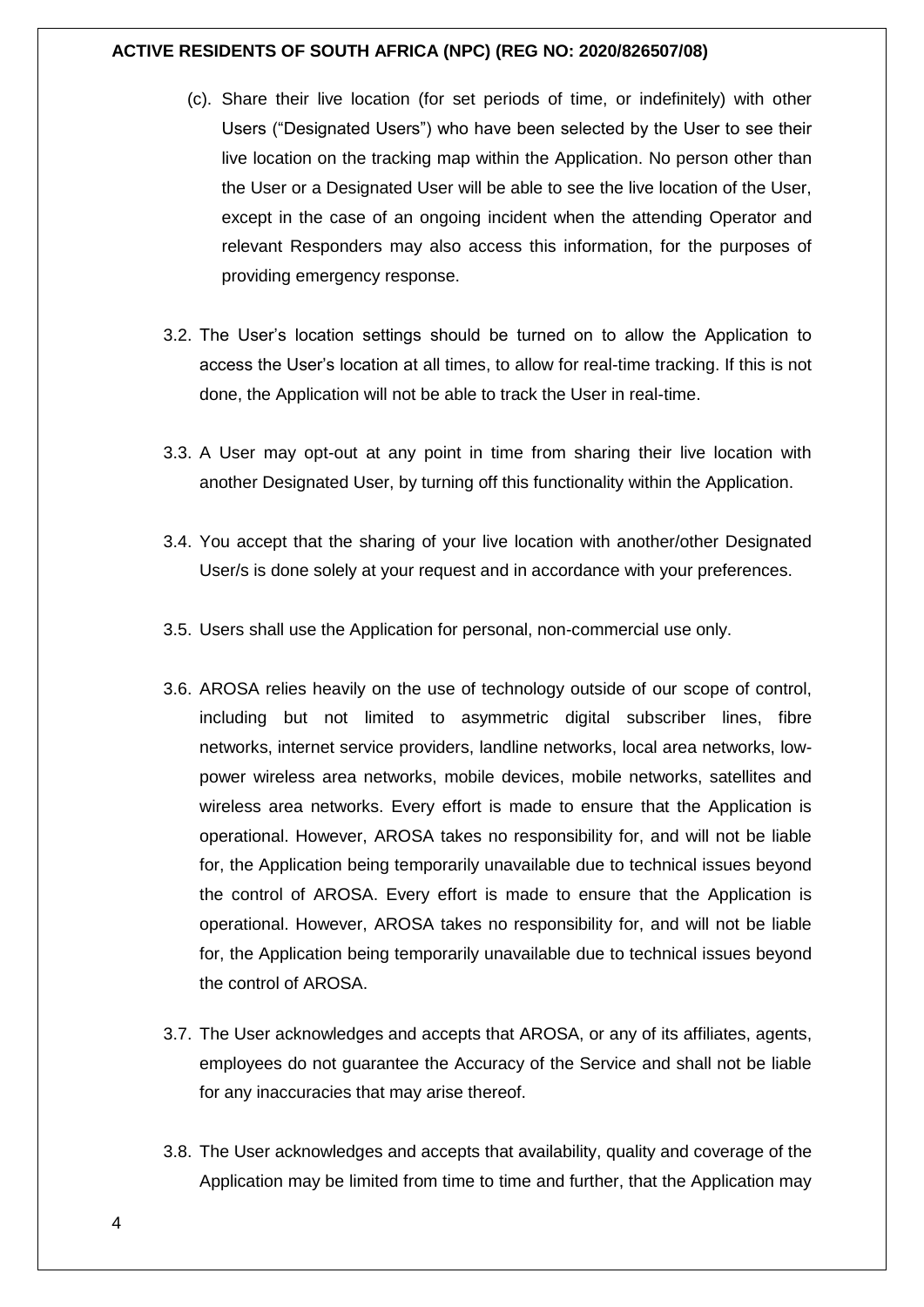(c). Share their live location (for set periods of time, or indefinitely) with other Users ("Designated Users") who have been selected by the User to see their live location on the tracking map within the Application. No person other than the User or a Designated User will be able to see the live location of the User, except in the case of an ongoing incident when the attending Operator and relevant Responders may also access this information, for the purposes of providing emergency response.

3.2. The User's location settings should be turned on to allow the Application to access the User's location at all times, to allow for real-time tracking. If this is not done, the Application will not be able to track the User in real-time.

3.3. A User may opt-out at any point in time from sharing their live location with another Designated User, by turning off this functionality within the Application.

3.4. You accept that the sharing of your live location with another/other Designated User/s is done solely at your request and in accordance with your preferences.

3.5. Users shall use the Application for personal, non-commercial use only.

3.6. AROSA relies heavily on the use of technology outside of our scope of control, including but not limited to asymmetric digital subscriber lines, fibre networks, internet service providers, landline networks, local area networks, low-power wireless area networks, mobile devices, mobile networks, satellites and wireless area networks. Every effort is made to ensure that the Application is operational. However, AROSA takes no responsibility for, and will not be liable for, the Application being temporarily unavailable due to technical issues beyond the control of AROSA. Every effort is made to ensure that the Application is operational. However, AROSA takes no responsibility for, and will not be liable for, the Application being temporarily unavailable due to technical issues beyond the control of AROSA.

3.7. The User acknowledges and accepts that AROSA, or any of its affiliates, agents, employees do not guarantee the Accuracy of the Service and shall not be liable for any inaccuracies that may arise thereof.

3.8. The User acknowledges and accepts that availability, quality and coverage of the Application may be limited from time to time and further, that the Application may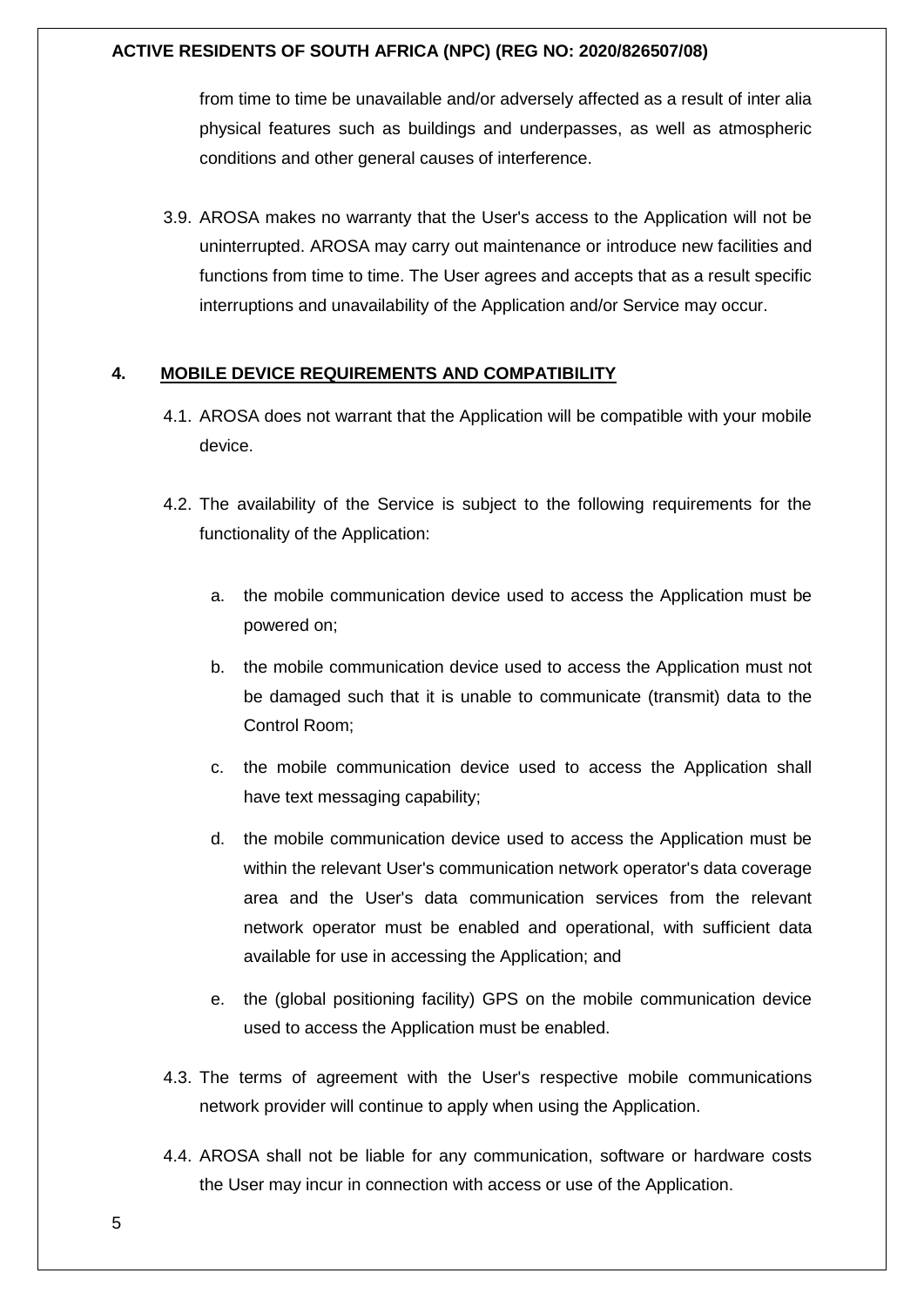from time to time be unavailable and/or adversely affected as a result of inter alia physical features such as buildings and underpasses, as well as atmospheric conditions and other general causes of interference.

3.9. AROSA makes no warranty that the User's access to the Application will not be uninterrupted. AROSA may carry out maintenance or introduce new facilities and functions from time to time. The User agrees and accepts that as a result specific interruptions and unavailability of the Application and/or Service may occur.

## 4. MOBILE DEVICE REQUIREMENTS AND COMPATIBILITY

4.1. AROSA does not warrant that the Application will be compatible with your mobile device.

4.2. The availability of the Service is subject to the following requirements for the functionality of the Application:

a. the mobile communication device used to access the Application must be powered on;

b. the mobile communication device used to access the Application must not be damaged such that it is unable to communicate (transmit) data to the Control Room;

c. the mobile communication device used to access the Application shall have text messaging capability;

d. the mobile communication device used to access the Application must be within the relevant User's communication network operator's data coverage area and the User's data communication services from the relevant network operator must be enabled and operational, with sufficient data available for use in accessing the Application; and

e. the (global positioning facility) GPS on the mobile communication device used to access the Application must be enabled.

4.3. The terms of agreement with the User's respective mobile communications network provider will continue to apply when using the Application.

4.4. AROSA shall not be liable for any communication, software or hardware costs the User may incur in connection with access or use of the Application.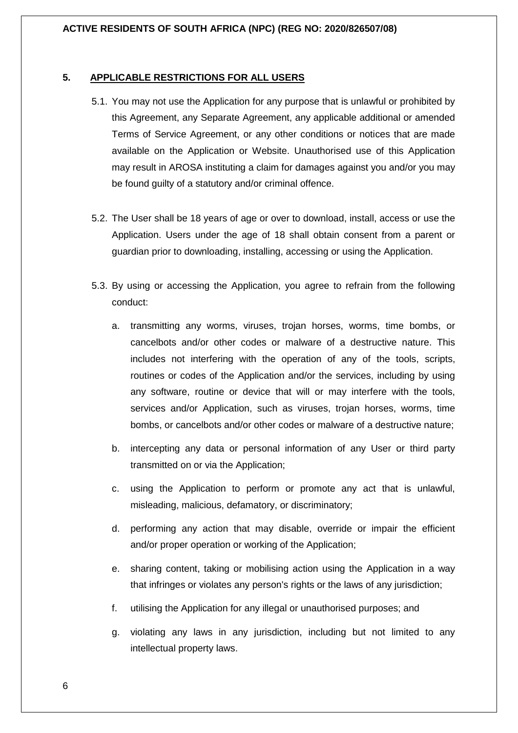## 5. APPLICABLE RESTRICTIONS FOR ALL USERS

5.1. You may not use the Application for any purpose that is unlawful or prohibited by this Agreement, any Separate Agreement, any applicable additional or amended Terms of Service Agreement, or any other conditions or notices that are made available on the Application or Website. Unauthorised use of this Application may result in AROSA instituting a claim for damages against you and/or you may be found guilty of a statutory and/or criminal offence.

5.2. The User shall be 18 years of age or over to download, install, access or use the Application. Users under the age of 18 shall obtain consent from a parent or guardian prior to downloading, installing, accessing or using the Application.

5.3. By using or accessing the Application, you agree to refrain from the following conduct:

a. transmitting any worms, viruses, trojan horses, worms, time bombs, or cancelbots and/or other codes or malware of a destructive nature. This includes not interfering with the operation of any of the tools, scripts, routines or codes of the Application and/or the services, including by using any software, routine or device that will or may interfere with the tools, services and/or Application, such as viruses, trojan horses, worms, time bombs, or cancelbots and/or other codes or malware of a destructive nature;

b. intercepting any data or personal information of any User or third party transmitted on or via the Application;

c. using the Application to perform or promote any act that is unlawful, misleading, malicious, defamatory, or discriminatory;

d. performing any action that may disable, override or impair the efficient and/or proper operation or working of the Application;

e. sharing content, taking or mobilising action using the Application in a way that infringes or violates any person's rights or the laws of any jurisdiction;

f. utilising the Application for any illegal or unauthorised purposes; and

g. violating any laws in any jurisdiction, including but not limited to any intellectual property laws.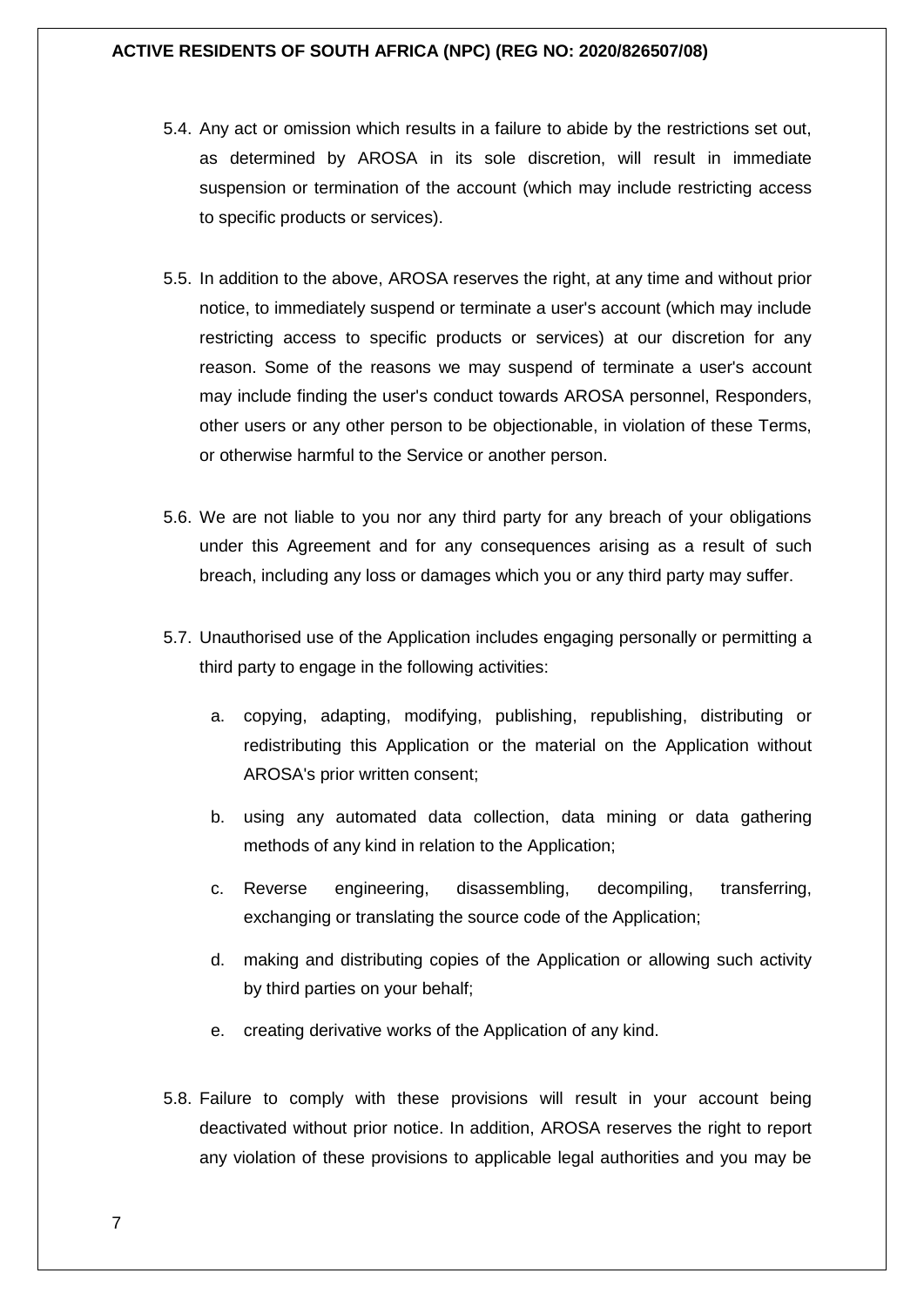5.4. Any act or omission which results in a failure to abide by the restrictions set out, as determined by AROSA in its sole discretion, will result in immediate suspension or termination of the account (which may include restricting access to specific products or services).

5.5. In addition to the above, AROSA reserves the right, at any time and without prior notice, to immediately suspend or terminate a user's account (which may include restricting access to specific products or services) at our discretion for any reason. Some of the reasons we may suspend of terminate a user's account may include finding the user's conduct towards AROSA personnel, Responders, other users or any other person to be objectionable, in violation of these Terms, or otherwise harmful to the Service or another person.

5.6. We are not liable to you nor any third party for any breach of your obligations under this Agreement and for any consequences arising as a result of such breach, including any loss or damages which you or any third party may suffer.

5.7. Unauthorised use of the Application includes engaging personally or permitting a third party to engage in the following activities:

a. copying, adapting, modifying, publishing, republishing, distributing or redistributing this Application or the material on the Application without AROSA's prior written consent;

b. using any automated data collection, data mining or data gathering methods of any kind in relation to the Application;

c. Reverse engineering, disassembling, decompiling, transferring, exchanging or translating the source code of the Application;

d. making and distributing copies of the Application or allowing such activity by third parties on your behalf;

e. creating derivative works of the Application of any kind.

5.8. Failure to comply with these provisions will result in your account being deactivated without prior notice. In addition, AROSA reserves the right to report any violation of these provisions to applicable legal authorities and you may be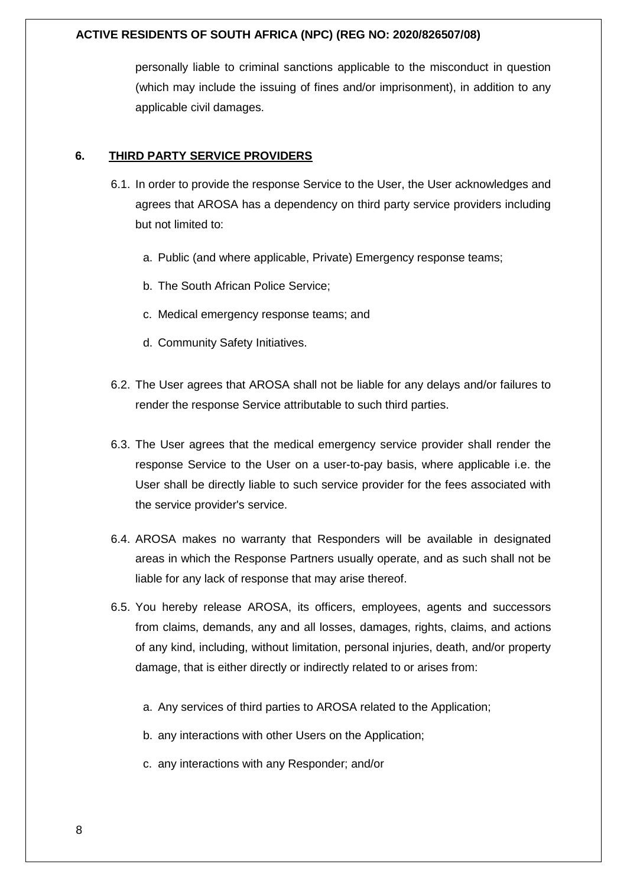personally liable to criminal sanctions applicable to the misconduct in question (which may include the issuing of fines and/or imprisonment), in addition to any applicable civil damages.

## 6. THIRD PARTY SERVICE PROVIDERS

6.1. In order to provide the response Service to the User, the User acknowledges and agrees that AROSA has a dependency on third party service providers including but not limited to:

a. Public (and where applicable, Private) Emergency response teams;

b. The South African Police Service;

c. Medical emergency response teams; and

d. Community Safety Initiatives.

6.2. The User agrees that AROSA shall not be liable for any delays and/or failures to render the response Service attributable to such third parties.

6.3. The User agrees that the medical emergency service provider shall render the response Service to the User on a user-to-pay basis, where applicable i.e. the User shall be directly liable to such service provider for the fees associated with the service provider's service.

6.4. AROSA makes no warranty that Responders will be available in designated areas in which the Response Partners usually operate, and as such shall not be liable for any lack of response that may arise thereof.

6.5. You hereby release AROSA, its officers, employees, agents and successors from claims, demands, any and all losses, damages, rights, claims, and actions of any kind, including, without limitation, personal injuries, death, and/or property damage, that is either directly or indirectly related to or arises from:

a. Any services of third parties to AROSA related to the Application;

b. any interactions with other Users on the Application;

c. any interactions with any Responder; and/or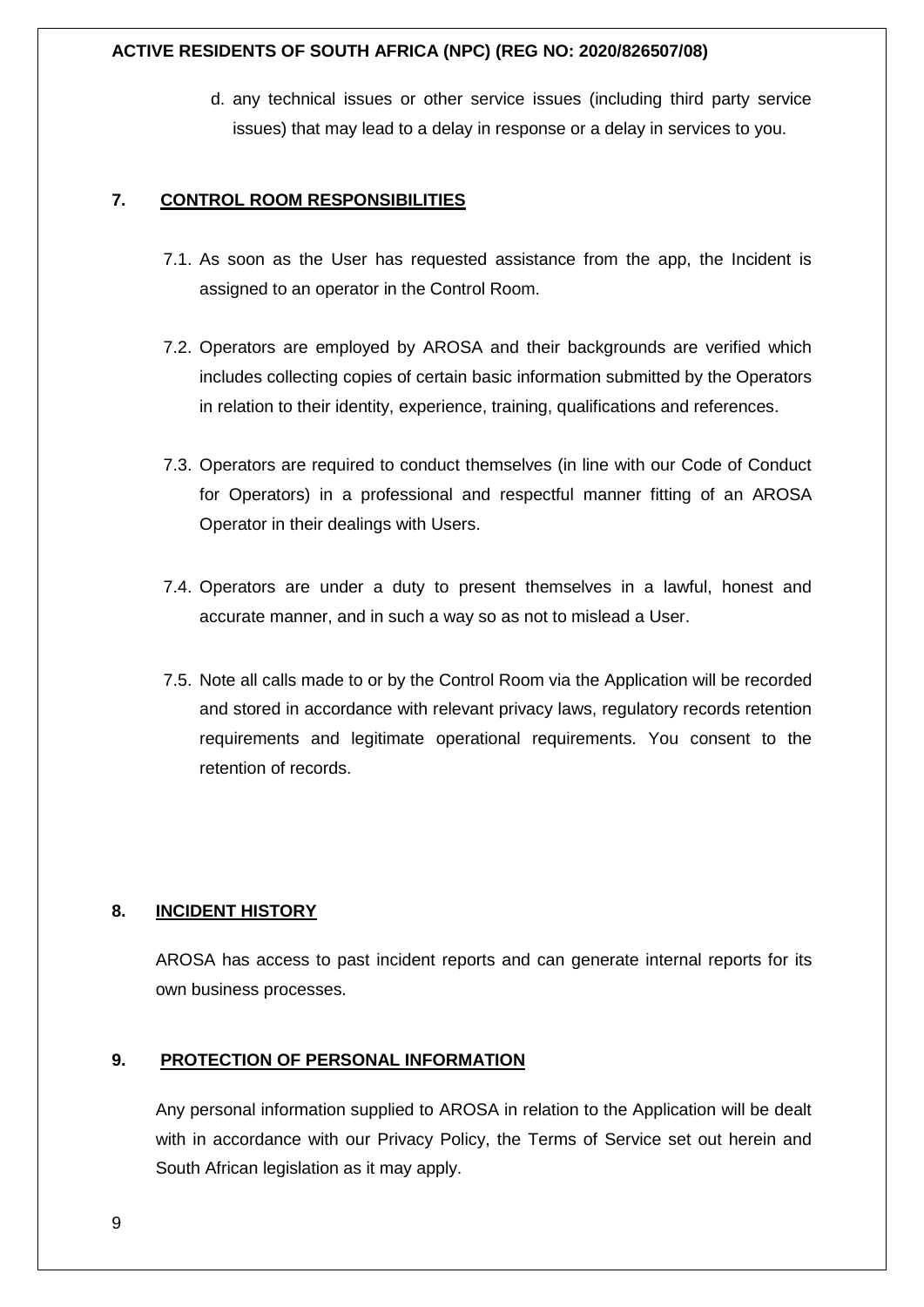d. any technical issues or other service issues (including third party service issues) that may lead to a delay in response or a delay in services to you.

## 7. CONTROL ROOM RESPONSIBILITIES

7.1. As soon as the User has requested assistance from the app, the Incident is assigned to an operator in the Control Room.

7.2. Operators are employed by AROSA and their backgrounds are verified which includes collecting copies of certain basic information submitted by the Operators in relation to their identity, experience, training, qualifications and references.

7.3. Operators are required to conduct themselves (in line with our Code of Conduct for Operators) in a professional and respectful manner fitting of an AROSA Operator in their dealings with Users.

7.4. Operators are under a duty to present themselves in a lawful, honest and accurate manner, and in such a way so as not to mislead a User.

7.5. Note all calls made to or by the Control Room via the Application will be recorded and stored in accordance with relevant privacy laws, regulatory records retention requirements and legitimate operational requirements. You consent to the retention of records.

## 8. INCIDENT HISTORY

AROSA has access to past incident reports and can generate internal reports for its own business processes.

## 9. PROTECTION OF PERSONAL INFORMATION

Any personal information supplied to AROSA in relation to the Application will be dealt with in accordance with our Privacy Policy, the Terms of Service set out herein and South African legislation as it may apply.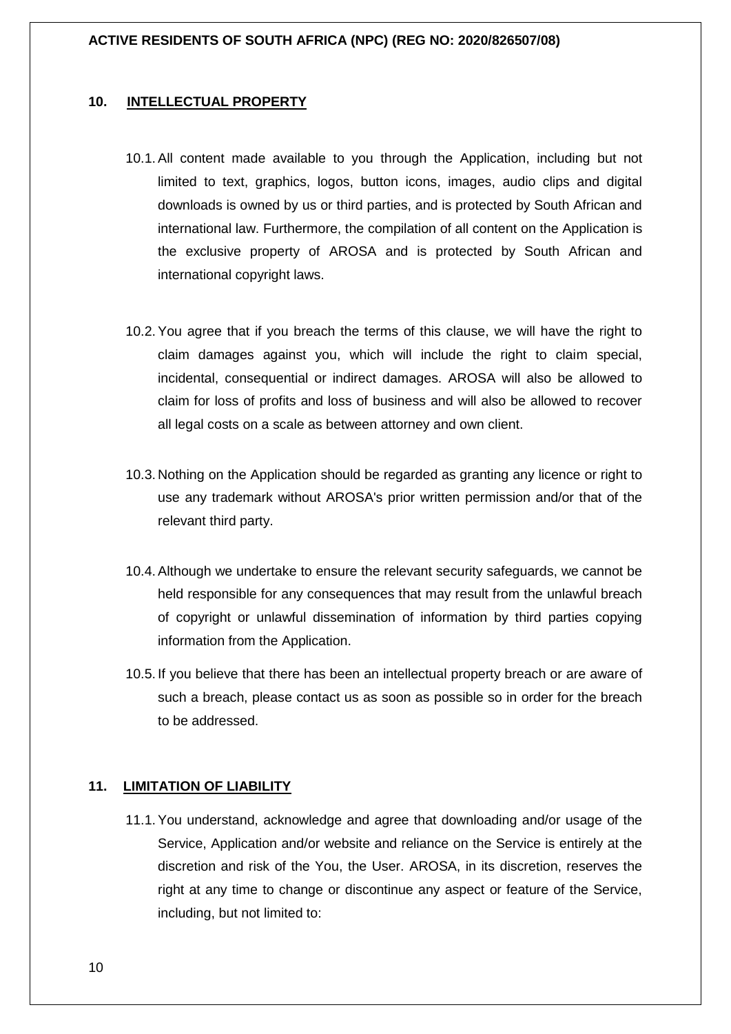## 10. INTELLECTUAL PROPERTY

10.1. All content made available to you through the Application, including but not limited to text, graphics, logos, button icons, images, audio clips and digital downloads is owned by us or third parties, and is protected by South African and international law. Furthermore, the compilation of all content on the Application is the exclusive property of AROSA and is protected by South African and international copyright laws.

10.2. You agree that if you breach the terms of this clause, we will have the right to claim damages against you, which will include the right to claim special, incidental, consequential or indirect damages. AROSA will also be allowed to claim for loss of profits and loss of business and will also be allowed to recover all legal costs on a scale as between attorney and own client.

10.3. Nothing on the Application should be regarded as granting any licence or right to use any trademark without AROSA's prior written permission and/or that of the relevant third party.

10.4. Although we undertake to ensure the relevant security safeguards, we cannot be held responsible for any consequences that may result from the unlawful breach of copyright or unlawful dissemination of information by third parties copying information from the Application.

10.5. If you believe that there has been an intellectual property breach or are aware of such a breach, please contact us as soon as possible so in order for the breach to be addressed.

## 11. LIMITATION OF LIABILITY

11.1. You understand, acknowledge and agree that downloading and/or usage of the Service, Application and/or website and reliance on the Service is entirely at the discretion and risk of the You, the User. AROSA, in its discretion, reserves the right at any time to change or discontinue any aspect or feature of the Service, including, but not limited to: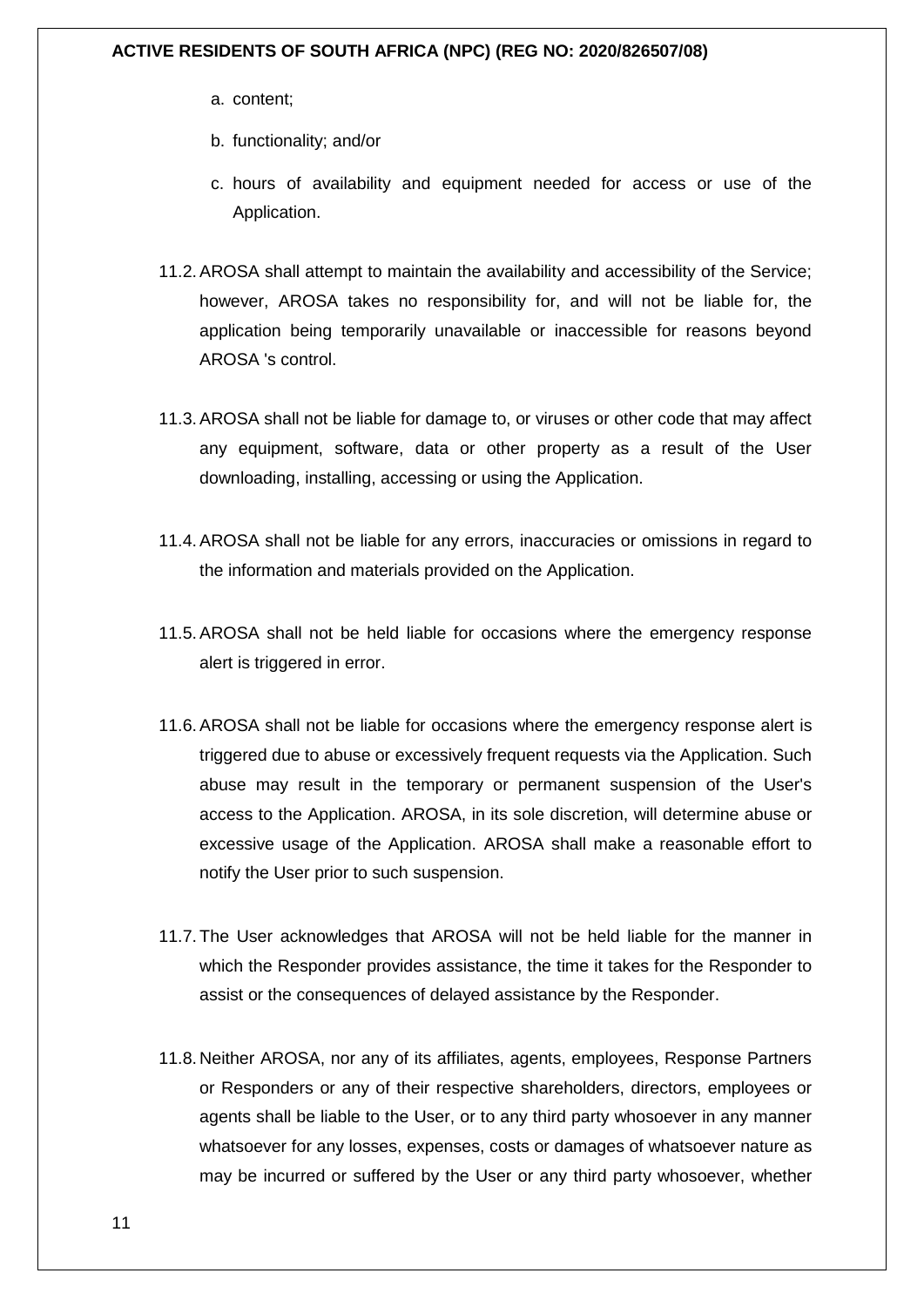a. content;

b. functionality; and/or

c. hours of availability and equipment needed for access or use of the Application.

11.2. AROSA shall attempt to maintain the availability and accessibility of the Service; however, AROSA takes no responsibility for, and will not be liable for, the application being temporarily unavailable or inaccessible for reasons beyond AROSA 's control.

11.3. AROSA shall not be liable for damage to, or viruses or other code that may affect any equipment, software, data or other property as a result of the User downloading, installing, accessing or using the Application.

11.4. AROSA shall not be liable for any errors, inaccuracies or omissions in regard to the information and materials provided on the Application.

11.5. AROSA shall not be held liable for occasions where the emergency response alert is triggered in error.

11.6. AROSA shall not be liable for occasions where the emergency response alert is triggered due to abuse or excessively frequent requests via the Application. Such abuse may result in the temporary or permanent suspension of the User's access to the Application. AROSA, in its sole discretion, will determine abuse or excessive usage of the Application. AROSA shall make a reasonable effort to notify the User prior to such suspension.

11.7. The User acknowledges that AROSA will not be held liable for the manner in which the Responder provides assistance, the time it takes for the Responder to assist or the consequences of delayed assistance by the Responder.

11.8. Neither AROSA, nor any of its affiliates, agents, employees, Response Partners or Responders or any of their respective shareholders, directors, employees or agents shall be liable to the User, or to any third party whosoever in any manner whatsoever for any losses, expenses, costs or damages of whatsoever nature as may be incurred or suffered by the User or any third party whosoever, whether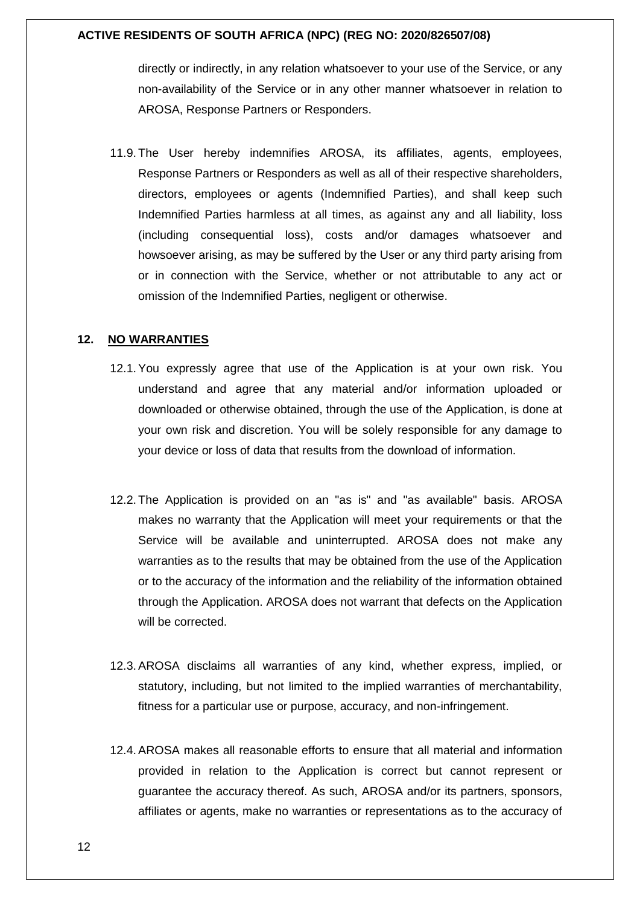directly or indirectly, in any relation whatsoever to your use of the Service, or any non-availability of the Service or in any other manner whatsoever in relation to AROSA, Response Partners or Responders.

11.9. The User hereby indemnifies AROSA, its affiliates, agents, employees, Response Partners or Responders as well as all of their respective shareholders, directors, employees or agents (Indemnified Parties), and shall keep such Indemnified Parties harmless at all times, as against any and all liability, loss (including consequential loss), costs and/or damages whatsoever and howsoever arising, as may be suffered by the User or any third party arising from or in connection with the Service, whether or not attributable to any act or omission of the Indemnified Parties, negligent or otherwise.

## 12. NO WARRANTIES

12.1. You expressly agree that use of the Application is at your own risk. You understand and agree that any material and/or information uploaded or downloaded or otherwise obtained, through the use of the Application, is done at your own risk and discretion. You will be solely responsible for any damage to your device or loss of data that results from the download of information.

12.2. The Application is provided on an "as is" and "as available" basis. AROSA makes no warranty that the Application will meet your requirements or that the Service will be available and uninterrupted. AROSA does not make any warranties as to the results that may be obtained from the use of the Application or to the accuracy of the information and the reliability of the information obtained through the Application. AROSA does not warrant that defects on the Application will be corrected.

12.3. AROSA disclaims all warranties of any kind, whether express, implied, or statutory, including, but not limited to the implied warranties of merchantability, fitness for a particular use or purpose, accuracy, and non-infringement.

12.4. AROSA makes all reasonable efforts to ensure that all material and information provided in relation to the Application is correct but cannot represent or guarantee the accuracy thereof. As such, AROSA and/or its partners, sponsors, affiliates or agents, make no warranties or representations as to the accuracy of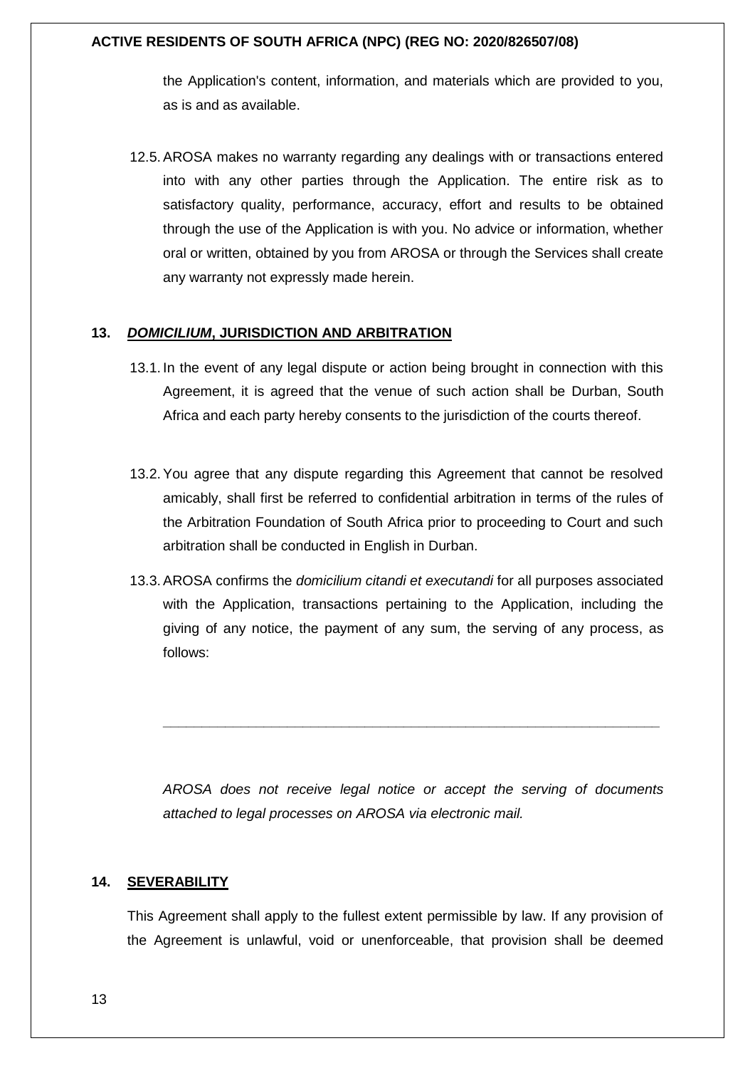the Application's content, information, and materials which are provided to you, as is and as available.

12.5. AROSA makes no warranty regarding any dealings with or transactions entered into with any other parties through the Application. The entire risk as to satisfactory quality, performance, accuracy, effort and results to be obtained through the use of the Application is with you. No advice or information, whether oral or written, obtained by you from AROSA or through the Services shall create any warranty not expressly made herein.

## 13. ***DOMICILIUM*, JURISDICTION AND ARBITRATION**

13.1. In the event of any legal dispute or action being brought in connection with this Agreement, it is agreed that the venue of such action shall be Durban, South Africa and each party hereby consents to the jurisdiction of the courts thereof.

13.2. You agree that any dispute regarding this Agreement that cannot be resolved amicably, shall first be referred to confidential arbitration in terms of the rules of the Arbitration Foundation of South Africa prior to proceeding to Court and such arbitration shall be conducted in English in Durban.

13.3. AROSA confirms the *domicilium citandi et executandi* for all purposes associated with the Application, transactions pertaining to the Application, including the giving of any notice, the payment of any sum, the serving of any process, as follows:

\_\_\_\_\_\_\_\_\_\_\_\_\_\_\_\_\_\_\_\_\_\_\_\_\_\_\_\_\_\_\_\_\_\_\_\_\_\_\_\_\_\_\_\_\_\_\_\_\_\_\_\_\_\_\_\_\_\_\_\_\_\_

*AROSA does not receive legal notice or accept the serving of documents attached to legal processes on AROSA via electronic mail.*

## 14. **SEVERABILITY**

This Agreement shall apply to the fullest extent permissible by law. If any provision of the Agreement is unlawful, void or unenforceable, that provision shall be deemed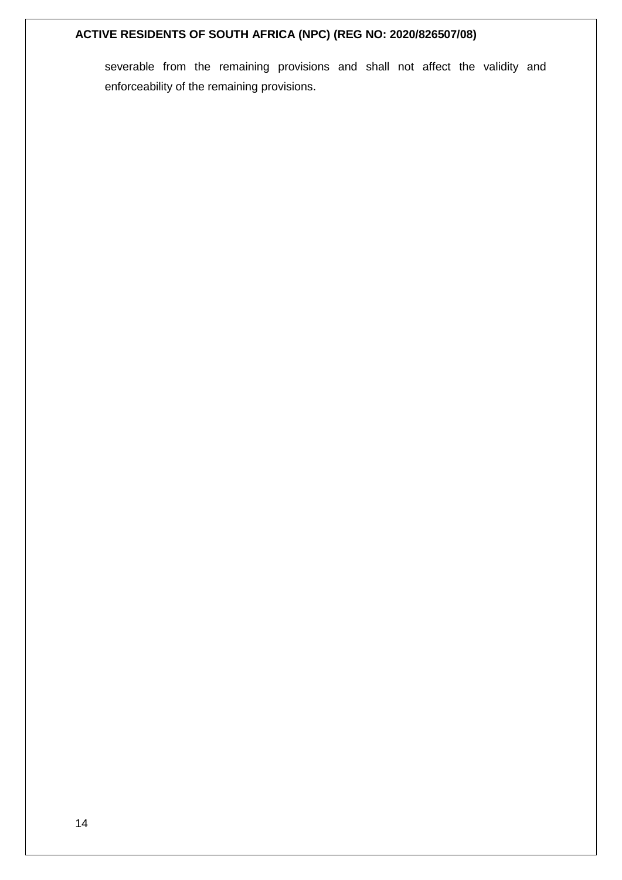severable from the remaining provisions and shall not affect the validity and enforceability of the remaining provisions.